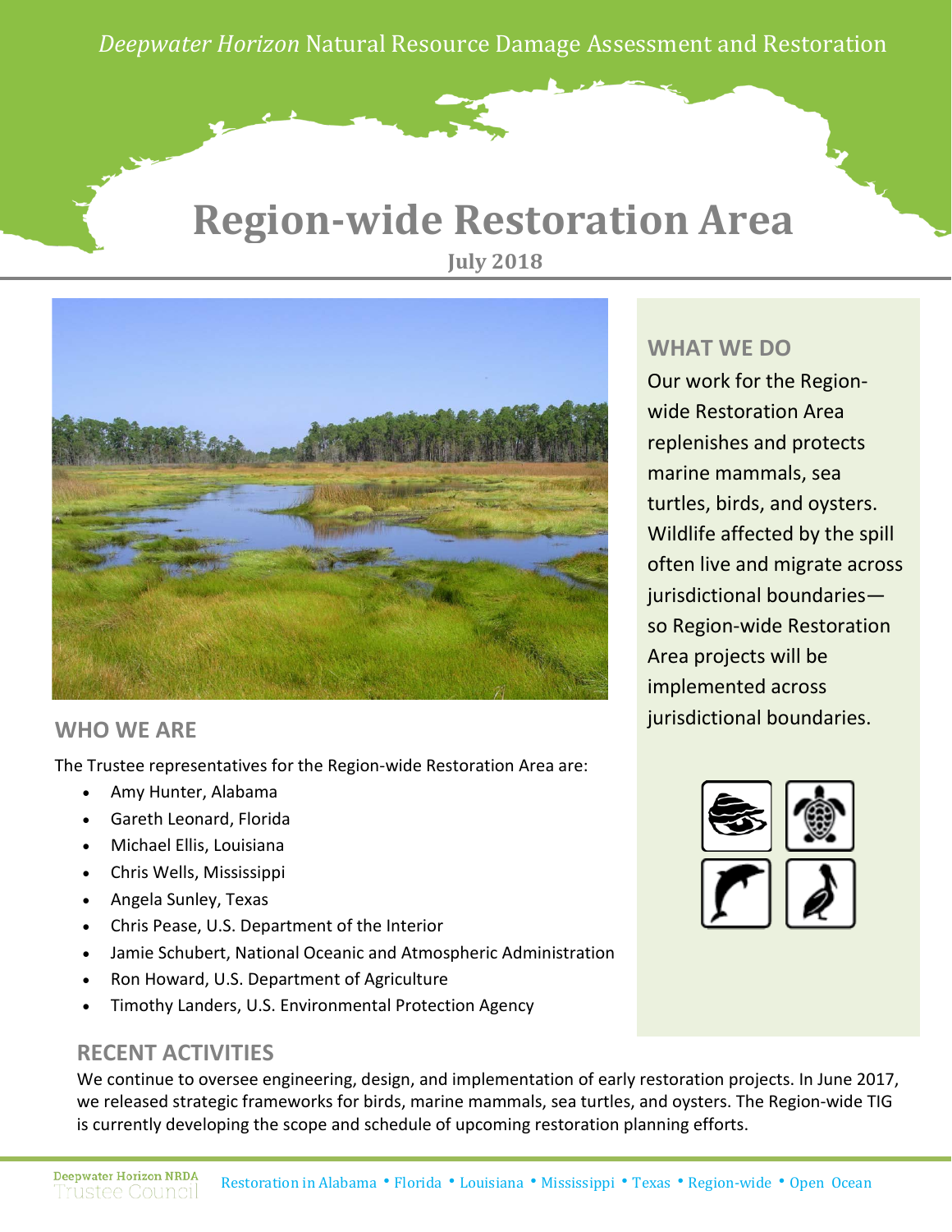*Deepwater Horizon* Natural Resource Damage Assessment and Restoration

# Region-wide Restoration Area

**July 2018**

## WHAT WE DO

Our work for the Region-wide Restoration Area replenishes and protects marine mammals, sea turtles, birds, and oysters. Wildlife affected by the spill often live and migrate across jurisdictional boundaries—so Region-wide Restoration Area projects will be implemented across jurisdictional boundaries.

## WHO WE ARE

The Trustee representatives for the Region-wide Restoration Area are:

- Amy Hunter, Alabama
- Gareth Leonard, Florida
- Michael Ellis, Louisiana
- Chris Wells, Mississippi
- Angela Sunley, Texas
- Chris Pease, U.S. Department of the Interior
- Jamie Schubert, National Oceanic and Atmospheric Administration
- Ron Howard, U.S. Department of Agriculture
- Timothy Landers, U.S. Environmental Protection Agency

## RECENT ACTIVITIES

We continue to oversee engineering, design, and implementation of early restoration projects. In June 2017, we released strategic frameworks for birds, marine mammals, sea turtles, and oysters. The Region-wide TIG is currently developing the scope and schedule of upcoming restoration planning efforts.

Deepwater Horizon NRDA Trustee Council

Restoration in Alabama • Florida • Louisiana • Mississippi • Texas • Region-wide • Open Ocean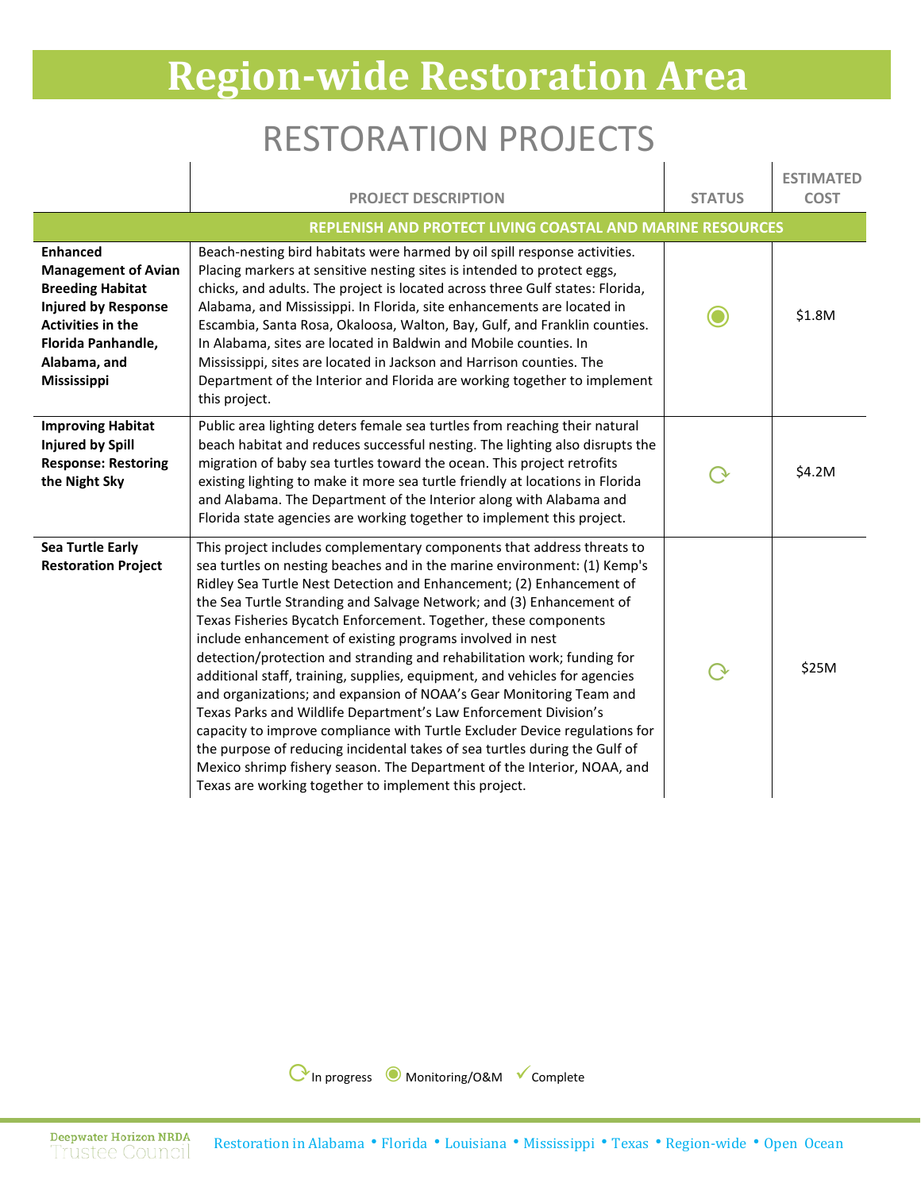# Region-wide Restoration Area

## RESTORATION PROJECTS

| | PROJECT DESCRIPTION | STATUS | ESTIMATED COST |
|---|---|---|---|
| | **REPLENISH AND PROTECT LIVING COASTAL AND MARINE RESOURCES** | | |
| **Enhanced Management of Avian Breeding Habitat Injured by Response Activities in the Florida Panhandle, Alabama, and Mississippi** | Beach-nesting bird habitats were harmed by oil spill response activities. Placing markers at sensitive nesting sites is intended to protect eggs, chicks, and adults. The project is located across three Gulf states: Florida, Alabama, and Mississippi. In Florida, site enhancements are located in Escambia, Santa Rosa, Okaloosa, Walton, Bay, Gulf, and Franklin counties. In Alabama, sites are located in Baldwin and Mobile counties. In Mississippi, sites are located in Jackson and Harrison counties. The Department of the Interior and Florida are working together to implement this project. | Monitoring/O&M | $1.8M |
| **Improving Habitat Injured by Spill Response: Restoring the Night Sky** | Public area lighting deters female sea turtles from reaching their natural beach habitat and reduces successful nesting. The lighting also disrupts the migration of baby sea turtles toward the ocean. This project retrofits existing lighting to make it more sea turtle friendly at locations in Florida and Alabama. The Department of the Interior along with Alabama and Florida state agencies are working together to implement this project. | In progress | $4.2M |
| **Sea Turtle Early Restoration Project** | This project includes complementary components that address threats to sea turtles on nesting beaches and in the marine environment: (1) Kemp's Ridley Sea Turtle Nest Detection and Enhancement; (2) Enhancement of the Sea Turtle Stranding and Salvage Network; and (3) Enhancement of Texas Fisheries Bycatch Enforcement. Together, these components include enhancement of existing programs involved in nest detection/protection and stranding and rehabilitation work; funding for additional staff, training, supplies, equipment, and vehicles for agencies and organizations; and expansion of NOAA's Gear Monitoring Team and Texas Parks and Wildlife Department's Law Enforcement Division's capacity to improve compliance with Turtle Excluder Device regulations for the purpose of reducing incidental takes of sea turtles during the Gulf of Mexico shrimp fishery season. The Department of the Interior, NOAA, and Texas are working together to implement this project. | In progress | $25M |

In progress • Monitoring/O&M • Complete

Deepwater Horizon NRDA Trustee Council

Restoration in Alabama • Florida • Louisiana • Mississippi • Texas • Region-wide • Open Ocean